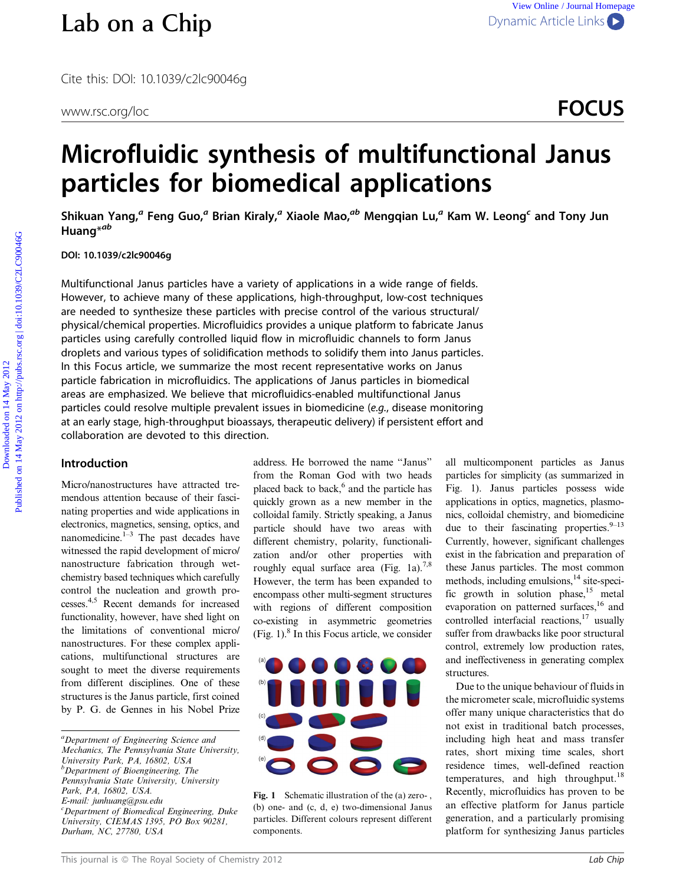# Microfluidic synthesis of multifunctional Janus particles for biomedical applications

**Shikuan Yang,[a] Feng Guo,[a] Brian Kiraly,[a] Xiaole Mao,[ab] Mengqian Lu,[a] Kam W. Leong[c] and Tony Jun Huang*[ab]**

**DOI: 10.1039/c2lc90046g**

Multifunctional Janus particles have a variety of applications in a wide range of fields. However, to achieve many of these applications, high-throughput, low-cost techniques are needed to synthesize these particles with precise control of the various structural/physical/chemical properties. Microfluidics provides a unique platform to fabricate Janus particles using carefully controlled liquid flow in microfluidic channels to form Janus droplets and various types of solidification methods to solidify them into Janus particles. In this Focus article, we summarize the most recent representative works on Janus particle fabrication in microfluidics. The applications of Janus particles in biomedical areas are emphasized. We believe that microfluidics-enabled multifunctional Janus particles could resolve multiple prevalent issues in biomedicine (*e.g.*, disease monitoring at an early stage, high-throughput bioassays, therapeutic delivery) if persistent effort and collaboration are devoted to this direction.

## Introduction

Micro/nanostructures have attracted tremendous attention because of their fascinating properties and wide applications in electronics, magnetics, sensing, optics, and nanomedicine.[1–3] The past decades have witnessed the rapid development of micro/nanostructure fabrication through wet-chemistry based techniques which carefully control the nucleation and growth processes.[4,5] Recent demands for increased functionality, however, have shed light on the limitations of conventional micro/nanostructures. For these complex applications, multifunctional structures are sought to meet the diverse requirements from different disciplines. One of these structures is the Janus particle, first coined by P. G. de Gennes in his Nobel Prize address. He borrowed the name "Janus" from the Roman God with two heads placed back to back,[6] and the particle has quickly grown as a new member in the colloidal family. Strictly speaking, a Janus particle should have two areas with different chemistry, polarity, functionalization and/or other properties with roughly equal surface area (Fig. 1a).[7,8] However, the term has been expanded to encompass other multi-segment structures with regions of different composition co-existing in asymmetric geometries (Fig. 1).[8] In this Focus article, we consider all multicomponent particles as Janus particles for simplicity (as summarized in Fig. 1). Janus particles possess wide applications in optics, magnetics, plasmonics, colloidal chemistry, and biomedicine due to their fascinating properties.[9–13] Currently, however, significant challenges exist in the fabrication and preparation of these Janus particles. The most common methods, including emulsions,[14] site-specific growth in solution phase,[15] metal evaporation on patterned surfaces,[16] and controlled interfacial reactions,[17] usually suffer from drawbacks like poor structural control, extremely low production rates, and ineffectiveness in generating complex structures.

**Fig. 1** Schematic illustration of the (a) zero-, (b) one- and (c, d, e) two-dimensional Janus particles. Different colours represent different components.

Due to the unique behaviour of fluids in the micrometer scale, microfluidic systems offer many unique characteristics that do not exist in traditional batch processes, including high heat and mass transfer rates, short mixing time scales, short residence times, well-defined reaction temperatures, and high throughput.[18] Recently, microfluidics has proven to be an effective platform for Janus particle generation, and a particularly promising platform for synthesizing Janus particles

---

[a] Department of Engineering Science and Mechanics, The Pennsylvania State University, University Park, PA, 16802, USA
[b] Department of Bioengineering, The Pennsylvania State University, University Park, PA, 16802, USA. E-mail: junhuang@psu.edu
[c] Department of Biomedical Engineering, Duke University, CIEMAS 1395, PO Box 90281, Durham, NC, 27780, USA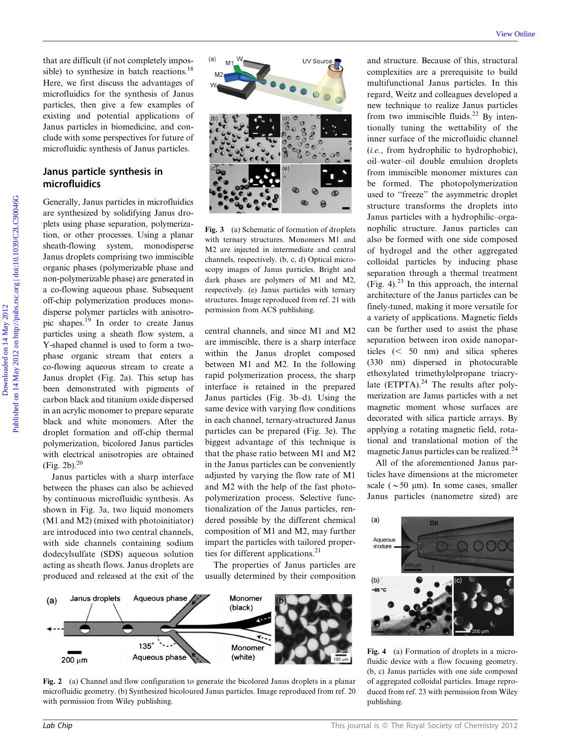that are difficult (if not completely impossible) to synthesize in batch reactions.[18] Here, we first discuss the advantages of microfluidics for the synthesis of Janus particles, then give a few examples of existing and potential applications of Janus particles in biomedicine, and conclude with some perspectives for future of microfluidic synthesis of Janus particles.

## Janus particle synthesis in microfluidics

Generally, Janus particles in microfluidics are synthesized by solidifying Janus droplets using phase separation, polymerization, or other processes. Using a planar sheath-flowing system, monodisperse Janus droplets comprising two immiscible organic phases (polymerizable phase and non-polymerizable phase) are generated in a co-flowing aqueous phase. Subsequent off-chip polymerization produces monodisperse polymer particles with anisotropic shapes.[19] In order to create Janus particles using a sheath flow system, a Y-shaped channel is used to form a two-phase organic stream that enters a co-flowing aqueous stream to create a Janus droplet (Fig. 2a). This setup has been demonstrated with pigments of carbon black and titanium oxide dispersed in an acrylic monomer to prepare separate black and white monomers. After the droplet formation and off-chip thermal polymerization, bicolored Janus particles with electrical anisotropies are obtained (Fig. 2b).[20]

Janus particles with a sharp interface between the phases can also be achieved by continuous microfluidic synthesis. As shown in Fig. 3a, two liquid monomers (M1 and M2) (mixed with photoinitiator) are introduced into two central channels, with side channels containing sodium dodecylsulfate (SDS) aqueous solution acting as sheath flows. Janus droplets are produced and released at the exit of the central channels, and since M1 and M2 are immiscible, there is a sharp interface within the Janus droplet composed between M1 and M2. In the following rapid polymerization process, the sharp interface is retained in the prepared Janus particles (Fig. 3b–d). Using the same device with varying flow conditions in each channel, ternary-structured Janus particles can be prepared (Fig. 3e). The biggest advantage of this technique is that the phase ratio between M1 and M2 in the Janus particles can be conveniently adjusted by varying the flow rate of M1 and M2 with the help of the fast photopolymerization process. Selective functionalization of the Janus particles, rendered possible by the different chemical composition of M1 and M2, may further impart the particles with tailored properties for different applications.[21]

Fig. 3 (a) Schematic of formation of droplets with ternary structures. Monomers M1 and M2 are injected in intermediate and central channels, respectively. (b, c, d) Optical microscopy images of Janus particles. Bright and dark phases are polymers of M1 and M2, respectively. (e) Janus particles with ternary structures. Image reproduced from ref. 21 with permission from ACS publishing.

The properties of Janus particles are usually determined by their composition and structure. Because of this, structural complexities are a prerequisite to build multifunctional Janus particles. In this regard, Weitz and colleagues developed a new technique to realize Janus particles from two immiscible fluids.[22] By intentionally tuning the wettability of the inner surface of the microfluidic channel (*i.e.*, from hydrophilic to hydrophobic), oil–water–oil double emulsion droplets from immiscible monomer mixtures can be formed. The photopolymerization used to "freeze" the asymmetric droplet structure transforms the droplets into Janus particles with a hydrophilic–organophilic structure. Janus particles can also be formed with one side composed of hydrogel and the other aggregated colloidal particles by inducing phase separation through a thermal treatment (Fig. 4).[23] In this approach, the internal architecture of the Janus particles can be finely-tuned, making it more versatile for a variety of applications. Magnetic fields can be further used to assist the phase separation between iron oxide nanoparticles (< 50 nm) and silica spheres (330 nm) dispersed in photocurable ethoxylated trimethylolpropane triacrylate (ETPTA).[24] The results after polymerization are Janus particles with a net magnetic moment whose surfaces are decorated with silica particle arrays. By applying a rotating magnetic field, rotational and translational motion of the magnetic Janus particles can be realized.[24]

All of the aforementioned Janus particles have dimensions at the micrometer scale (~50 μm). In some cases, smaller Janus particles (nanometre sized) are

Fig. 4 (a) Formation of droplets in a microfluidic device with a flow focusing geometry. (b, c) Janus particles with one side composed of aggregated colloidal particles. Image reproduced from ref. 23 with permission from Wiley publishing.

Fig. 2 (a) Channel and flow configuration to generate the bicolored Janus droplets in a planar microfluidic geometry. (b) Synthesized bicoloured Janus particles. Image reproduced from ref. 20 with permission from Wiley publishing.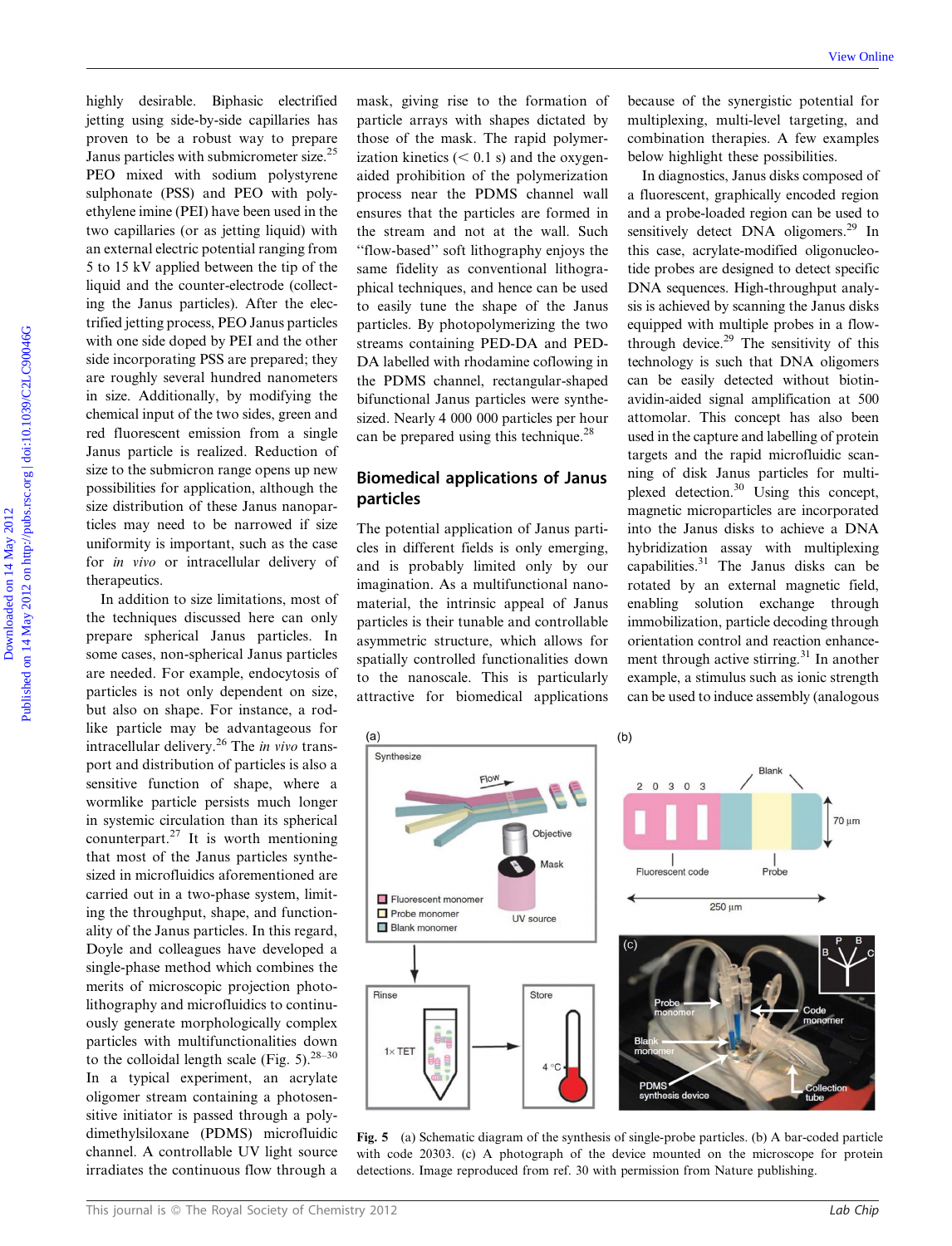highly desirable. Biphasic electrified jetting using side-by-side capillaries has proven to be a robust way to prepare Janus particles with submicrometer size.[25] PEO mixed with sodium polystyrene sulphonate (PSS) and PEO with polyethylene imine (PEI) have been used in the two capillaries (or as jetting liquid) with an external electric potential ranging from 5 to 15 kV applied between the tip of the liquid and the counter-electrode (collecting the Janus particles). After the electrified jetting process, PEO Janus particles with one side doped by PEI and the other side incorporating PSS are prepared; they are roughly several hundred nanometers in size. Additionally, by modifying the chemical input of the two sides, green and red fluorescent emission from a single Janus particle is realized. Reduction of size to the submicron range opens up new possibilities for application, although the size distribution of these Janus nanoparticles may need to be narrowed if size uniformity is important, such as the case for *in vivo* or intracellular delivery of therapeutics.

In addition to size limitations, most of the techniques discussed here can only prepare spherical Janus particles. In some cases, non-spherical Janus particles are needed. For example, endocytosis of particles is not only dependent on size, but also on shape. For instance, a rod-like particle may be advantageous for intracellular delivery.[26] The *in vivo* transport and distribution of particles is also a sensitive function of shape, where a wormlike particle persists much longer in systemic circulation than its spherical counterpart.[27] It is worth mentioning that most of the Janus particles synthesized in microfluidics aforementioned are carried out in a two-phase system, limiting the throughput, shape, and functionality of the Janus particles. In this regard, Doyle and colleagues have developed a single-phase method which combines the merits of microscopic projection photolithography and microfluidics to continuously generate morphologically complex particles with multifunctionalities down to the colloidal length scale (Fig. 5).[28–30] In a typical experiment, an acrylate oligomer stream containing a photosensitive initiator is passed through a polydimethylsiloxane (PDMS) microfluidic channel. A controllable UV light source irradiates the continuous flow through a mask, giving rise to the formation of particle arrays with shapes dictated by those of the mask. The rapid polymerization kinetics (< 0.1 s) and the oxygen-aided prohibition of the polymerization process near the PDMS channel wall ensures that the particles are formed in the stream and not at the wall. Such "flow-based" soft lithography enjoys the same fidelity as conventional lithographical techniques, and hence can be used to easily tune the shape of the Janus particles. By photopolymerizing the two streams containing PED-DA and PED-DA labelled with rhodamine coflowing in the PDMS channel, rectangular-shaped bifunctional Janus particles were synthesized. Nearly 4 000 000 particles per hour can be prepared using this technique.[28]

## Biomedical applications of Janus particles

The potential application of Janus particles in different fields is only emerging, and is probably limited only by our imagination. As a multifunctional nanomaterial, the intrinsic appeal of Janus particles is their tunable and controllable asymmetric structure, which allows for spatially controlled functionalities down to the nanoscale. This is particularly attractive for biomedical applications because of the synergistic potential for multiplexing, multi-level targeting, and combination therapies. A few examples below highlight these possibilities.

In diagnostics, Janus disks composed of a fluorescent, graphically encoded region and a probe-loaded region can be used to sensitively detect DNA oligomers.[29] In this case, acrylate-modified oligonucleotide probes are designed to detect specific DNA sequences. High-throughput analysis is achieved by scanning the Janus disks equipped with multiple probes in a flow-through device.[29] The sensitivity of this technology is such that DNA oligomers can be easily detected without biotin-avidin-aided signal amplification at 500 attomolar. This concept has also been used in the capture and labelling of protein targets and the rapid microfluidic scanning of disk Janus particles for multiplexed detection.[30] Using this concept, magnetic microparticles are incorporated into the Janus disks to achieve a DNA hybridization assay with multiplexing capabilities.[31] The Janus disks can be rotated by an external magnetic field, enabling solution exchange through immobilization, particle decoding through orientation control and reaction enhancement through active stirring.[31] In another example, a stimulus such as ionic strength can be used to induce assembly (analogous

(a)
Synthesize
Flow
Objective
Mask
UV source
Fluorescent monomer
Probe monomer
Blank monomer
Rinse
1× TET
Store
4 °C

(b)
2 0 3 0 3
Blank
70 μm
Fluorescent code
Probe
250 μm

(c)
P B
B C
Probe monomer
Code monomer
Blank monomer
PDMS synthesis device
Collection tube

**Fig. 5** (a) Schematic diagram of the synthesis of single-probe particles. (b) A bar-coded particle with code 20303. (c) A photograph of the device mounted on the microscope for protein detections. Image reproduced from ref. 30 with permission from Nature publishing.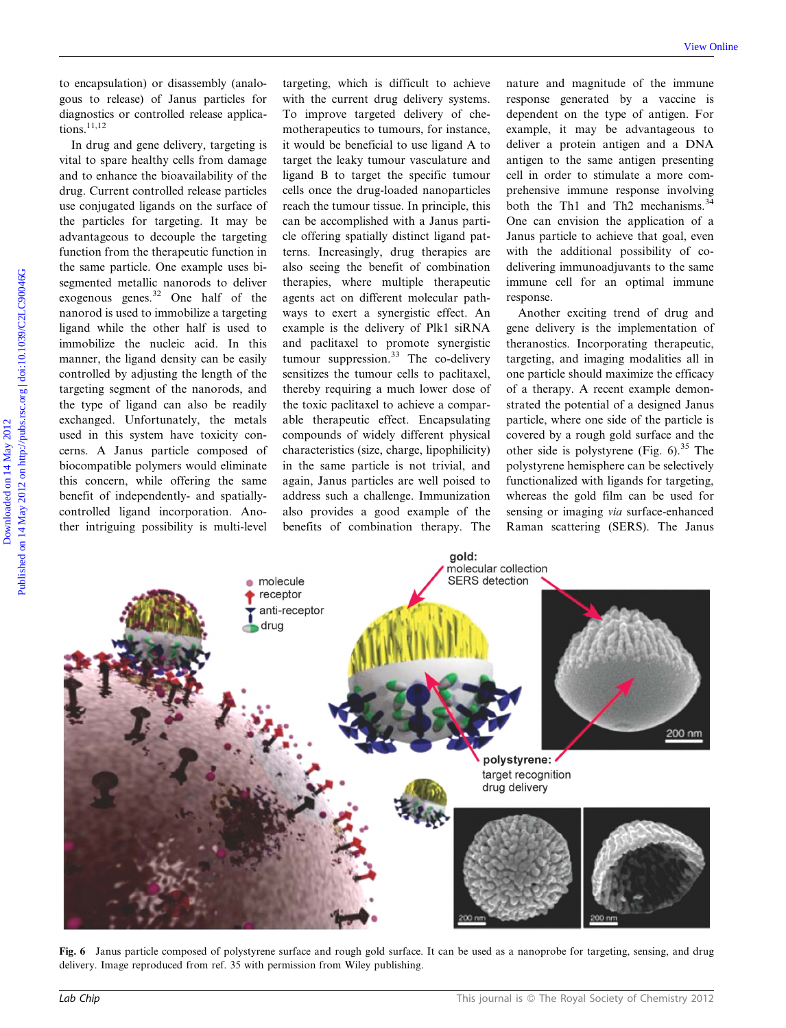to encapsulation) or disassembly (analogous to release) of Janus particles for diagnostics or controlled release applications.[11,12]

In drug and gene delivery, targeting is vital to spare healthy cells from damage and to enhance the bioavailability of the drug. Current controlled release particles use conjugated ligands on the surface of the particles for targeting. It may be advantageous to decouple the targeting function from the therapeutic function in the same particle. One example uses bi-segmented metallic nanorods to deliver exogenous genes.[32] One half of the nanorod is used to immobilize a targeting ligand while the other half is used to immobilize the nucleic acid. In this manner, the ligand density can be easily controlled by adjusting the length of the targeting segment of the nanorods, and the type of ligand can also be readily exchanged. Unfortunately, the metals used in this system have toxicity concerns. A Janus particle composed of biocompatible polymers would eliminate this concern, while offering the same benefit of independently- and spatially-controlled ligand incorporation. Another intriguing possibility is multi-level targeting, which is difficult to achieve with the current drug delivery systems. To improve targeted delivery of chemotherapeutics to tumours, for instance, it would be beneficial to use ligand A to target the leaky tumour vasculature and ligand B to target the specific tumour cells once the drug-loaded nanoparticles reach the tumour tissue. In principle, this can be accomplished with a Janus particle offering spatially distinct ligand patterns. Increasingly, drug therapies are also seeing the benefit of combination therapies, where multiple therapeutic agents act on different molecular pathways to exert a synergistic effect. An example is the delivery of Plk1 siRNA and paclitaxel to promote synergistic tumour suppression.[33] The co-delivery sensitizes the tumour cells to paclitaxel, thereby requiring a much lower dose of the toxic paclitaxel to achieve a comparable therapeutic effect. Encapsulating compounds of widely different physical characteristics (size, charge, lipophilicity) in the same particle is not trivial, and again, Janus particles are well poised to address such a challenge. Immunization also provides a good example of the benefits of combination therapy. The nature and magnitude of the immune response generated by a vaccine is dependent on the type of antigen. For example, it may be advantageous to deliver a protein antigen and a DNA antigen to the same antigen presenting cell in order to stimulate a more comprehensive immune response involving both the Th1 and Th2 mechanisms.[34] One can envision the application of a Janus particle to achieve that goal, even with the additional possibility of co-delivering immunoadjuvants to the same immune cell for an optimal immune response.

Another exciting trend of drug and gene delivery is the implementation of theranostics. Incorporating therapeutic, targeting, and imaging modalities all in one particle should maximize the efficacy of a therapy. A recent example demonstrated the potential of a designed Janus particle, where one side of the particle is covered by a rough gold surface and the other side is polystyrene (Fig. 6).[35] The polystyrene hemisphere can be selectively functionalized with ligands for targeting, whereas the gold film can be used for sensing or imaging *via* surface-enhanced Raman scattering (SERS). The Janus

**Fig. 6** Janus particle composed of polystyrene surface and rough gold surface. It can be used as a nanoprobe for targeting, sensing, and drug delivery. Image reproduced from ref. 35 with permission from Wiley publishing.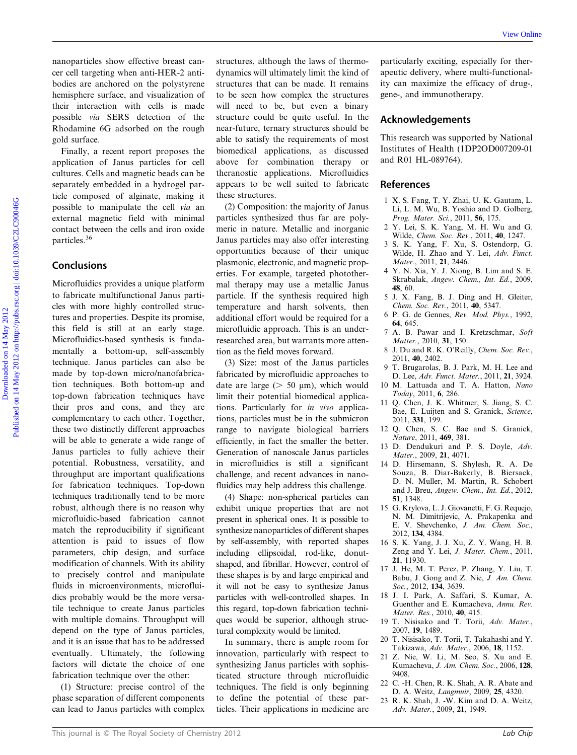nanoparticles show effective breast cancer cell targeting when anti-HER-2 antibodies are anchored on the polystyrene hemisphere surface, and visualization of their interaction with cells is made possible *via* SERS detection of the Rhodamine 6G adsorbed on the rough gold surface.

Finally, a recent report proposes the application of Janus particles for cell cultures. Cells and magnetic beads can be separately embedded in a hydrogel particle composed of alginate, making it possible to manipulate the cell *via* an external magnetic field with minimal contact between the cells and iron oxide particles.[36]

## Conclusions

Microfluidics provides a unique platform to fabricate multifunctional Janus particles with more highly controlled structures and properties. Despite its promise, this field is still at an early stage. Microfluidics-based synthesis is fundamentally a bottom-up, self-assembly technique. Janus particles can also be made by top-down micro/nanofabrication techniques. Both bottom-up and top-down fabrication techniques have their pros and cons, and they are complementary to each other. Together, these two distinctly different approaches will be able to generate a wide range of Janus particles to fully achieve their potential. Robustness, versatility, and throughput are important qualifications for fabrication techniques. Top-down techniques traditionally tend to be more robust, although there is no reason why microfluidic-based fabrication cannot match the reproducibility if significant attention is paid to issues of flow parameters, chip design, and surface modification of channels. With its ability to precisely control and manipulate fluids in microenvironments, microfluidics probably would be the more versatile technique to create Janus particles with multiple domains. Throughput will depend on the type of Janus particles, and it is an issue that has to be addressed eventually. Ultimately, the following factors will dictate the choice of one fabrication technique over the other:

(1) Structure: precise control of the phase separation of different components can lead to Janus particles with complex structures, although the laws of thermodynamics will ultimately limit the kind of structures that can be made. It remains to be seen how complex the structures will need to be, but even a binary structure could be quite useful. In the near-future, ternary structures should be able to satisfy the requirements of most biomedical applications, as discussed above for combination therapy or theranostic applications. Microfluidics appears to be well suited to fabricate these structures.

(2) Composition: the majority of Janus particles synthesized thus far are polymeric in nature. Metallic and inorganic Janus particles may also offer interesting opportunities because of their unique plasmonic, electronic, and magnetic properties. For example, targeted photothermal therapy may use a metallic Janus particle. If the synthesis required high temperature and harsh solvents, then additional effort would be required for a microfluidic approach. This is an under-researched area, but warrants more attention as the field moves forward.

(3) Size: most of the Janus particles fabricated by microfluidic approaches to date are large ($>$ 50 μm), which would limit their potential biomedical applications. Particularly for *in vivo* applications, particles must be in the submicron range to navigate biological barriers efficiently, in fact the smaller the better. Generation of nanoscale Janus particles in microfluidics is still a significant challenge, and recent advances in nanofluidics may help address this challenge.

(4) Shape: non-spherical particles can exhibit unique properties that are not present in spherical ones. It is possible to synthesize nanoparticles of different shapes by self-assembly, with reported shapes including ellipsoidal, rod-like, donut-shaped, and fibrillar. However, control of these shapes is by and large empirical and it will not be easy to synthesize Janus particles with well-controlled shapes. In this regard, top-down fabrication techniques would be superior, although structural complexity would be limited.

In summary, there is ample room for innovation, particularly with respect to synthesizing Janus particles with sophisticated structure through microfluidic techniques. The field is only beginning to define the potential of these particles. Their applications in medicine are particularly exciting, especially for therapeutic delivery, where multi-functionality can maximize the efficacy of drug-, gene-, and immunotherapy.

## Acknowledgements

This research was supported by National Institutes of Health (1DP2OD007209-01 and R01 HL-089764).

## References

1 X. S. Fang, T. Y. Zhai, U. K. Gautam, L. Li, L. M. Wu, B. Yoshio and D. Golberg, *Prog. Mater. Sci.*, 2011, **56**, 175.
2 Y. Lei, S. K. Yang, M. H. Wu and G. Wilde, *Chem. Soc. Rev.*, 2011, **40**, 1247.
3 S. K. Yang, F. Xu, S. Ostendorp, G. Wilde, H. Zhao and Y. Lei, *Adv. Funct. Mater.*, 2011, **21**, 2446.
4 Y. N. Xia, Y. J. Xiong, B. Lim and S. E. Skrabalak, *Angew. Chem., Int. Ed.*, 2009, **48**, 60.
5 J. X. Fang, B. J. Ding and H. Gleiter, *Chem. Soc. Rev.*, 2011, **40**, 5347.
6 P. G. de Gennes, *Rev. Mod. Phys.*, 1992, **64**, 645.
7 A. B. Pawar and I. Kretzschmar, *Soft Matter.*, 2010, **31**, 150.
8 J. Du and R. K. O'Reilly, *Chem. Soc. Rev.*, 2011, **40**, 2402.
9 T. Brugarolas, B. J. Park, M. H. Lee and D. Lee, *Adv. Funct. Mater.*, 2011, **21**, 3924.
10 M. Lattuada and T. A. Hatton, *Nano Today*, 2011, **6**, 286.
11 Q. Chen, J. K. Whitmer, S. Jiang, S. C. Bae, E. Luijten and S. Granick, *Science*, 2011, **331**, 199.
12 Q. Chen, S. C. Bae and S. Granick, *Nature*, 2011, **469**, 381.
13 D. Dendukuri and P. S. Doyle, *Adv. Mater.*, 2009, **21**, 4071.
14 D. Hirsemann, S. Shylesh, R. A. De Souza, B. Diar-Bakerly, B. Biersack, D. N. Muller, M. Martin, R. Schobert and J. Breu, *Angew. Chem., Int. Ed.*, 2012, **51**, 1348.
15 G. Krylova, L. J. Giovanetti, F. G. Requejo, N. M. Dimitrijevic, A. Prakapenka and E. V. Shevchenko, *J. Am. Chem. Soc.*, 2012, **134**, 4384.
16 S. K. Yang, J. J. Xu, Z. Y. Wang, H. B. Zeng and Y. Lei, *J. Mater. Chem.*, 2011, **21**, 11930.
17 J. He, M. T. Perez, P. Zhang, Y. Liu, T. Babu, J. Gong and Z. Nie, *J. Am. Chem. Soc.*, 2012, **134**, 3639.
18 J. I. Park, A. Saffari, S. Kumar, A. Guenther and E. Kumacheva, *Annu. Rev. Mater. Res.*, 2010, **40**, 415.
19 T. Nisisako and T. Torii, *Adv. Mater.*, 2007, **19**, 1489.
20 T. Nisisako, T. Torii, T. Takahashi and Y. Takizawa, *Adv. Mater.*, 2006, **18**, 1152.
21 Z. Nie, W. Li, M. Seo, S. Xu and E. Kumacheva, *J. Am. Chem. Soc.*, 2006, **128**, 9408.
22 C. -H. Chen, R. K. Shah, A. R. Abate and D. A. Weitz, *Langmuir*, 2009, **25**, 4320.
23 R. K. Shah, J. -W. Kim and D. A. Weitz, *Adv. Mater.*, 2009, **21**, 1949.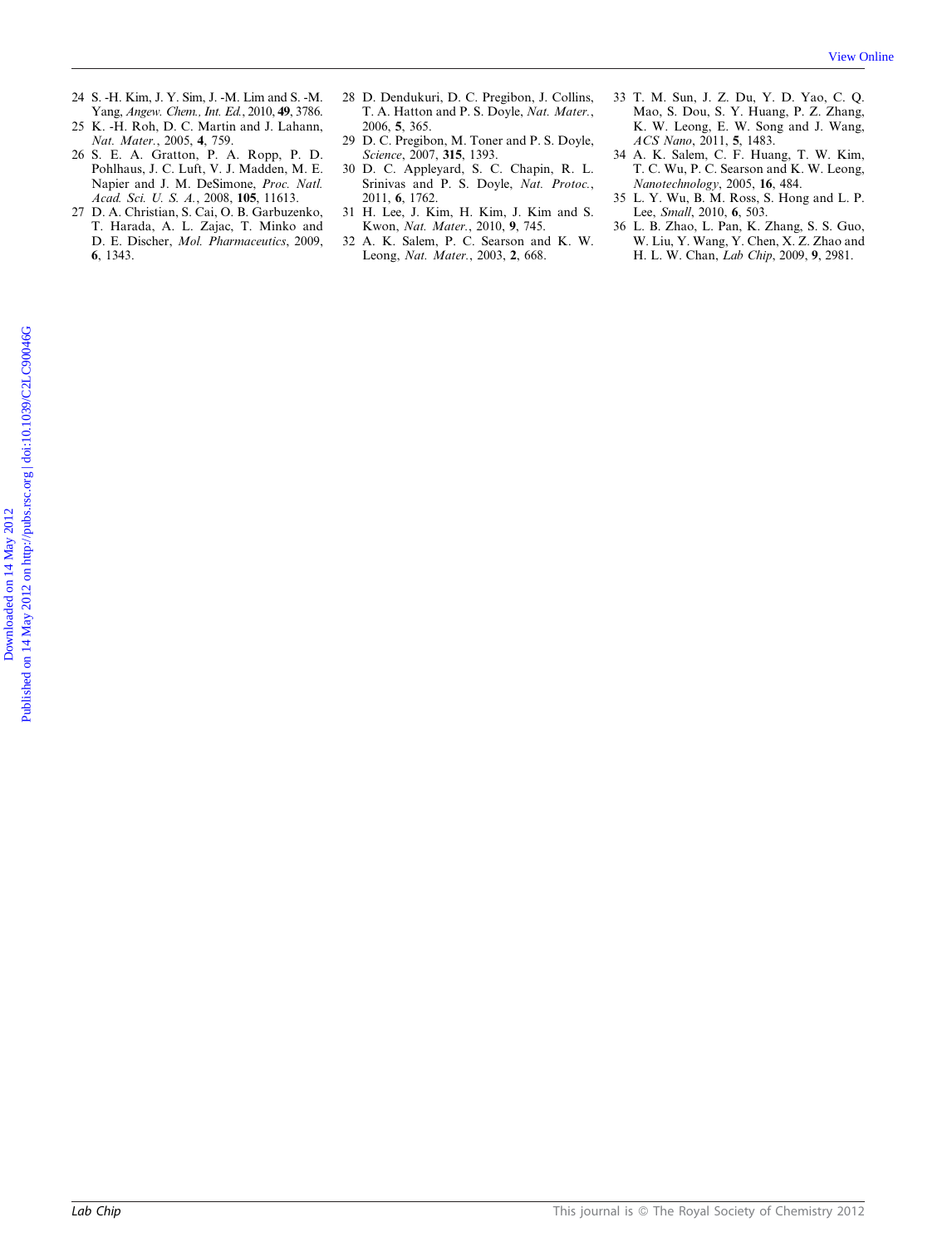24 S. -H. Kim, J. Y. Sim, J. -M. Lim and S. -M. Yang, *Angew. Chem., Int. Ed.*, 2010, **49**, 3786.

25 K. -H. Roh, D. C. Martin and J. Lahann, *Nat. Mater.*, 2005, **4**, 759.

26 S. E. A. Gratton, P. A. Ropp, P. D. Pohlhaus, J. C. Luft, V. J. Madden, M. E. Napier and J. M. DeSimone, *Proc. Natl. Acad. Sci. U. S. A.*, 2008, **105**, 11613.

27 D. A. Christian, S. Cai, O. B. Garbuzenko, T. Harada, A. L. Zajac, T. Minko and D. E. Discher, *Mol. Pharmaceutics*, 2009, **6**, 1343.

28 D. Dendukuri, D. C. Pregibon, J. Collins, T. A. Hatton and P. S. Doyle, *Nat. Mater.*, 2006, **5**, 365.

29 D. C. Pregibon, M. Toner and P. S. Doyle, *Science*, 2007, **315**, 1393.

30 D. C. Appleyard, S. C. Chapin, R. L. Srinivas and P. S. Doyle, *Nat. Protoc.*, 2011, **6**, 1762.

31 H. Lee, J. Kim, H. Kim, J. Kim and S. Kwon, *Nat. Mater.*, 2010, **9**, 745.

32 A. K. Salem, P. C. Searson and K. W. Leong, *Nat. Mater.*, 2003, **2**, 668.

33 T. M. Sun, J. Z. Du, Y. D. Yao, C. Q. Mao, S. Dou, S. Y. Huang, P. Z. Zhang, K. W. Leong, E. W. Song and J. Wang, *ACS Nano*, 2011, **5**, 1483.

34 A. K. Salem, C. F. Huang, T. W. Kim, T. C. Wu, P. C. Searson and K. W. Leong, *Nanotechnology*, 2005, **16**, 484.

35 L. Y. Wu, B. M. Ross, S. Hong and L. P. Lee, *Small*, 2010, **6**, 503.

36 L. B. Zhao, L. Pan, K. Zhang, S. S. Guo, W. Liu, Y. Wang, Y. Chen, X. Z. Zhao and H. L. W. Chan, *Lab Chip*, 2009, **9**, 2981.